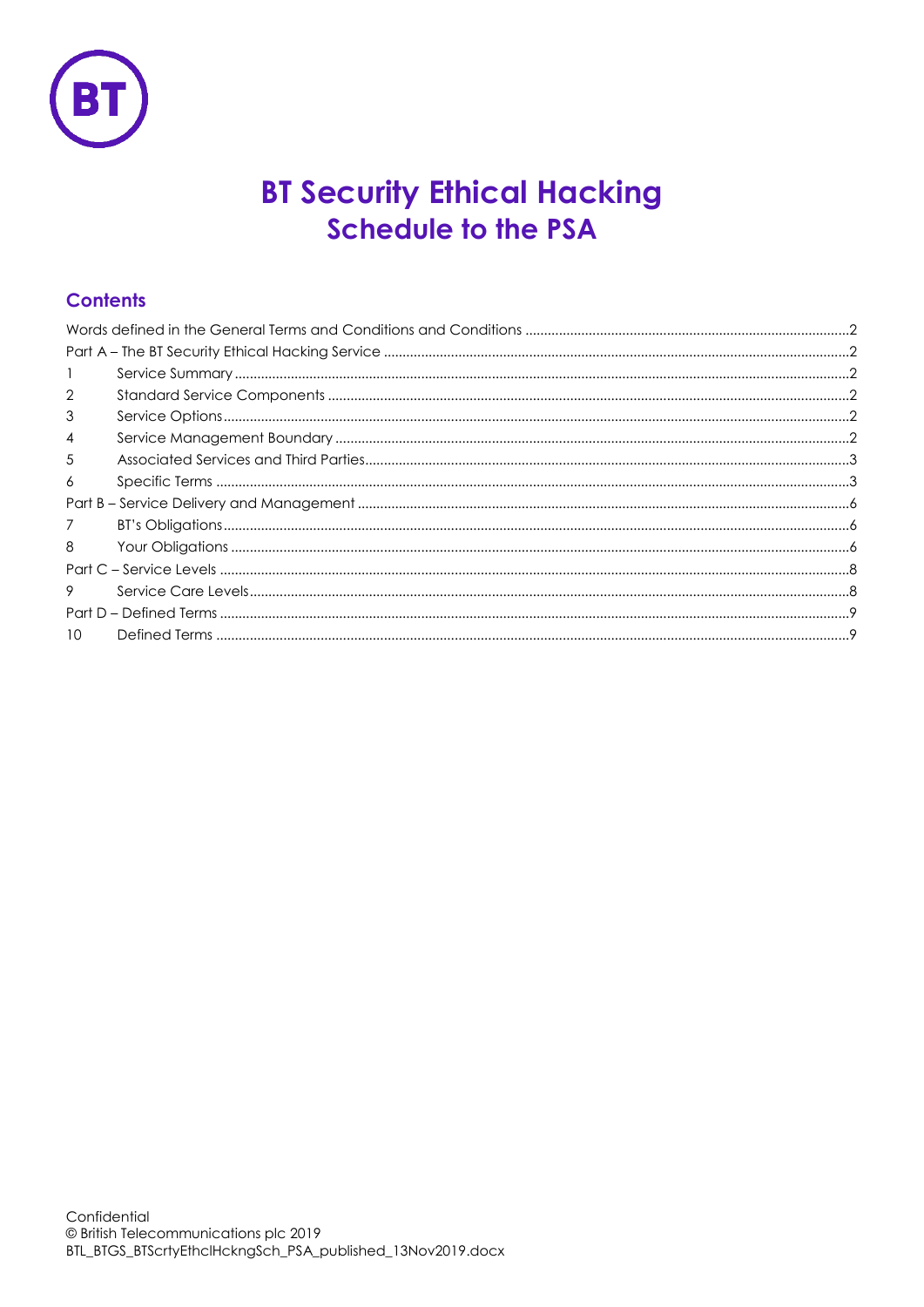# BT Security Ethical Hacking
## Schedule to the PSA

### Contents

Words defined in the General Terms and Conditions and Conditions ........ 2
Part A – The BT Security Ethical Hacking Service ........ 2
1 Service Summary ........ 2
2 Standard Service Components ........ 2
3 Service Options ........ 2
4 Service Management Boundary ........ 2
5 Associated Services and Third Parties ........ 3
6 Specific Terms ........ 3
Part B – Service Delivery and Management ........ 6
7 BT's Obligations ........ 6
8 Your Obligations ........ 6
Part C – Service Levels ........ 8
9 Service Care Levels ........ 8
Part D – Defined Terms ........ 9
10 Defined Terms ........ 9

Confidential
© British Telecommunications plc 2019
BTL_BTGS_BTScrtyEthclHckngSch_PSA_published_13Nov2019.docx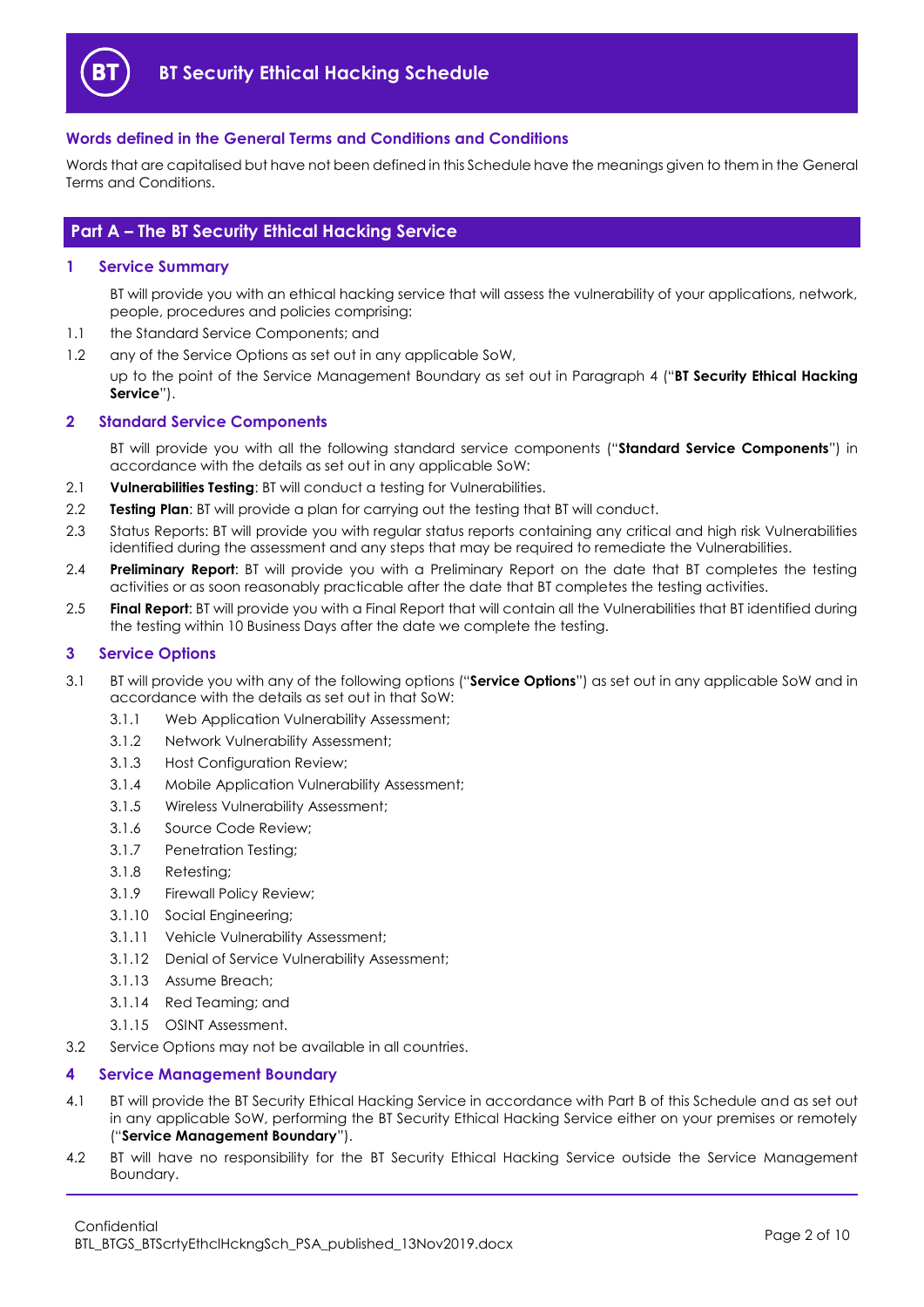# BT Security Ethical Hacking Schedule

## Words defined in the General Terms and Conditions and Conditions

Words that are capitalised but have not been defined in this Schedule have the meanings given to them in the General Terms and Conditions.

## Part A – The BT Security Ethical Hacking Service

### 1 Service Summary

BT will provide you with an ethical hacking service that will assess the vulnerability of your applications, network, people, procedures and policies comprising:

1.1 the Standard Service Components; and

1.2 any of the Service Options as set out in any applicable SoW,

up to the point of the Service Management Boundary as set out in Paragraph 4 ("**BT Security Ethical Hacking Service**").

### 2 Standard Service Components

BT will provide you with all the following standard service components ("**Standard Service Components**") in accordance with the details as set out in any applicable SoW:

2.1 **Vulnerabilities Testing**: BT will conduct a testing for Vulnerabilities.

2.2 **Testing Plan**: BT will provide a plan for carrying out the testing that BT will conduct.

2.3 Status Reports: BT will provide you with regular status reports containing any critical and high risk Vulnerabilities identified during the assessment and any steps that may be required to remediate the Vulnerabilities.

2.4 **Preliminary Report**: BT will provide you with a Preliminary Report on the date that BT completes the testing activities or as soon reasonably practicable after the date that BT completes the testing activities.

2.5 **Final Report**: BT will provide you with a Final Report that will contain all the Vulnerabilities that BT identified during the testing within 10 Business Days after the date we complete the testing.

### 3 Service Options

3.1 BT will provide you with any of the following options ("**Service Options**") as set out in any applicable SoW and in accordance with the details as set out in that SoW:

3.1.1 Web Application Vulnerability Assessment;

3.1.2 Network Vulnerability Assessment;

3.1.3 Host Configuration Review;

3.1.4 Mobile Application Vulnerability Assessment;

3.1.5 Wireless Vulnerability Assessment;

3.1.6 Source Code Review;

3.1.7 Penetration Testing;

3.1.8 Retesting;

3.1.9 Firewall Policy Review;

3.1.10 Social Engineering;

3.1.11 Vehicle Vulnerability Assessment;

3.1.12 Denial of Service Vulnerability Assessment;

3.1.13 Assume Breach;

3.1.14 Red Teaming; and

3.1.15 OSINT Assessment.

3.2 Service Options may not be available in all countries.

### 4 Service Management Boundary

4.1 BT will provide the BT Security Ethical Hacking Service in accordance with Part B of this Schedule and as set out in any applicable SoW, performing the BT Security Ethical Hacking Service either on your premises or remotely ("**Service Management Boundary**").

4.2 BT will have no responsibility for the BT Security Ethical Hacking Service outside the Service Management Boundary.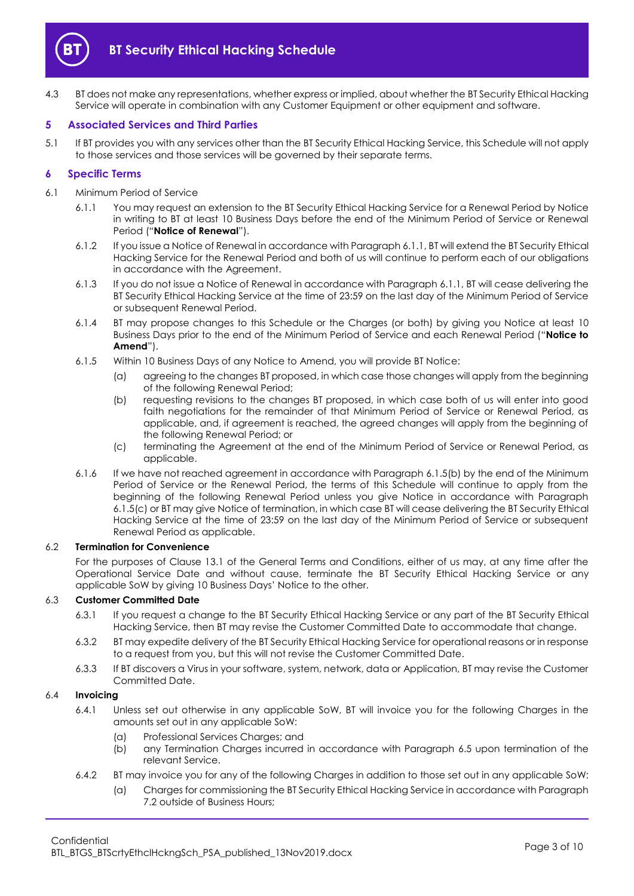4.3 BT does not make any representations, whether express or implied, about whether the BT Security Ethical Hacking Service will operate in combination with any Customer Equipment or other equipment and software.

## 5 Associated Services and Third Parties

5.1 If BT provides you with any services other than the BT Security Ethical Hacking Service, this Schedule will not apply to those services and those services will be governed by their separate terms.

## 6 Specific Terms

6.1 Minimum Period of Service

6.1.1 You may request an extension to the BT Security Ethical Hacking Service for a Renewal Period by Notice in writing to BT at least 10 Business Days before the end of the Minimum Period of Service or Renewal Period ("**Notice of Renewal**").

6.1.2 If you issue a Notice of Renewal in accordance with Paragraph 6.1.1, BT will extend the BT Security Ethical Hacking Service for the Renewal Period and both of us will continue to perform each of our obligations in accordance with the Agreement.

6.1.3 If you do not issue a Notice of Renewal in accordance with Paragraph 6.1.1, BT will cease delivering the BT Security Ethical Hacking Service at the time of 23:59 on the last day of the Minimum Period of Service or subsequent Renewal Period.

6.1.4 BT may propose changes to this Schedule or the Charges (or both) by giving you Notice at least 10 Business Days prior to the end of the Minimum Period of Service and each Renewal Period ("**Notice to Amend**").

6.1.5 Within 10 Business Days of any Notice to Amend, you will provide BT Notice:

(a) agreeing to the changes BT proposed, in which case those changes will apply from the beginning of the following Renewal Period;

(b) requesting revisions to the changes BT proposed, in which case both of us will enter into good faith negotiations for the remainder of that Minimum Period of Service or Renewal Period, as applicable, and, if agreement is reached, the agreed changes will apply from the beginning of the following Renewal Period; or

(c) terminating the Agreement at the end of the Minimum Period of Service or Renewal Period, as applicable.

6.1.6 If we have not reached agreement in accordance with Paragraph 6.1.5(b) by the end of the Minimum Period of Service or the Renewal Period, the terms of this Schedule will continue to apply from the beginning of the following Renewal Period unless you give Notice in accordance with Paragraph 6.1.5(c) or BT may give Notice of termination, in which case BT will cease delivering the BT Security Ethical Hacking Service at the time of 23:59 on the last day of the Minimum Period of Service or subsequent Renewal Period as applicable.

6.2 **Termination for Convenience**

For the purposes of Clause 13.1 of the General Terms and Conditions, either of us may, at any time after the Operational Service Date and without cause, terminate the BT Security Ethical Hacking Service or any applicable SoW by giving 10 Business Days' Notice to the other.

6.3 **Customer Committed Date**

6.3.1 If you request a change to the BT Security Ethical Hacking Service or any part of the BT Security Ethical Hacking Service, then BT may revise the Customer Committed Date to accommodate that change.

6.3.2 BT may expedite delivery of the BT Security Ethical Hacking Service for operational reasons or in response to a request from you, but this will not revise the Customer Committed Date.

6.3.3 If BT discovers a Virus in your software, system, network, data or Application, BT may revise the Customer Committed Date.

6.4 **Invoicing**

6.4.1 Unless set out otherwise in any applicable SoW, BT will invoice you for the following Charges in the amounts set out in any applicable SoW:

(a) Professional Services Charges; and

(b) any Termination Charges incurred in accordance with Paragraph 6.5 upon termination of the relevant Service.

6.4.2 BT may invoice you for any of the following Charges in addition to those set out in any applicable SoW:

(a) Charges for commissioning the BT Security Ethical Hacking Service in accordance with Paragraph 7.2 outside of Business Hours;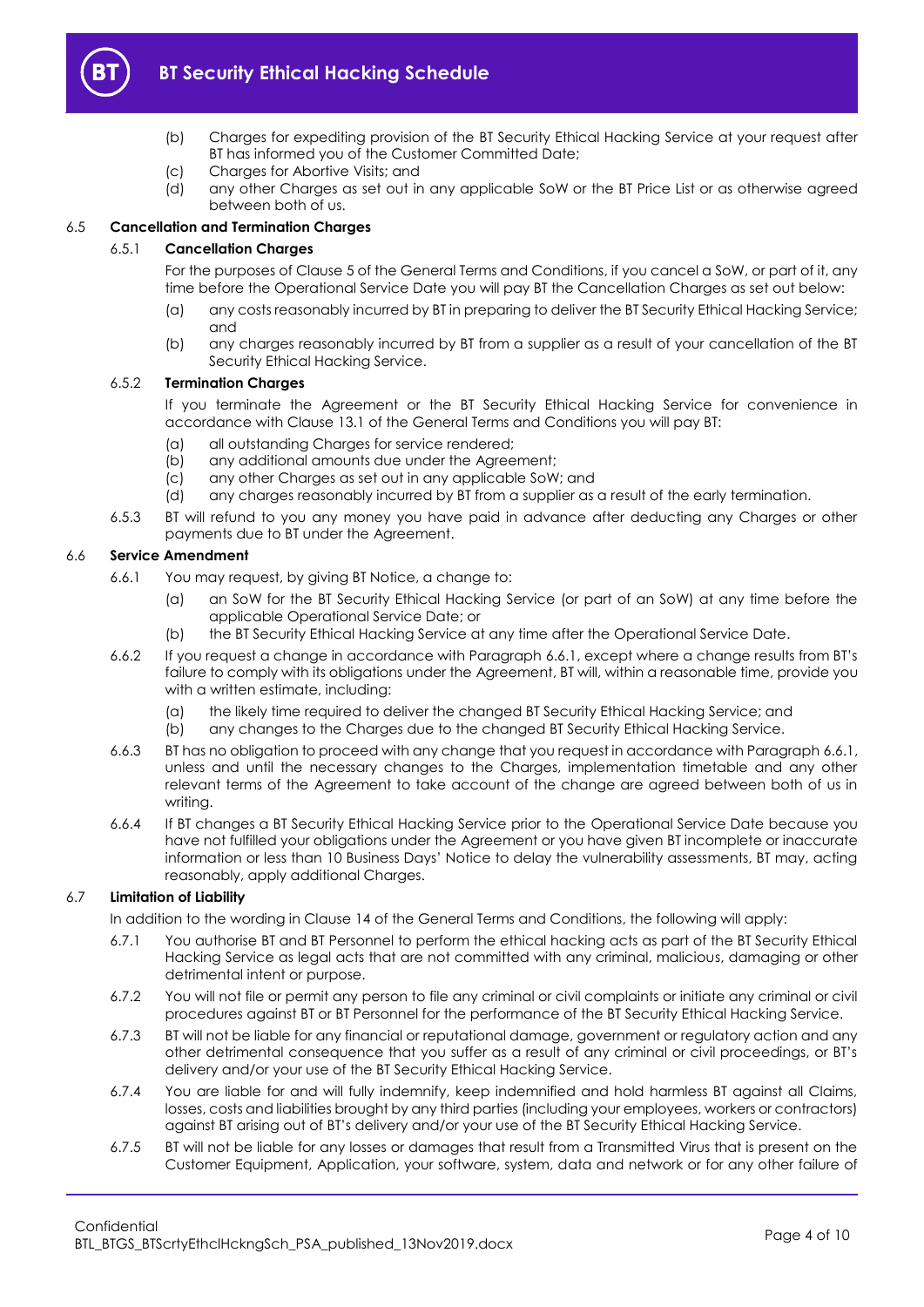(b) Charges for expediting provision of the BT Security Ethical Hacking Service at your request after BT has informed you of the Customer Committed Date;

(c) Charges for Abortive Visits; and

(d) any other Charges as set out in any applicable SoW or the BT Price List or as otherwise agreed between both of us.

### 6.5 Cancellation and Termination Charges

#### 6.5.1 Cancellation Charges

For the purposes of Clause 5 of the General Terms and Conditions, if you cancel a SoW, or part of it, any time before the Operational Service Date you will pay BT the Cancellation Charges as set out below:

(a) any costs reasonably incurred by BT in preparing to deliver the BT Security Ethical Hacking Service; and

(b) any charges reasonably incurred by BT from a supplier as a result of your cancellation of the BT Security Ethical Hacking Service.

#### 6.5.2 Termination Charges

If you terminate the Agreement or the BT Security Ethical Hacking Service for convenience in accordance with Clause 13.1 of the General Terms and Conditions you will pay BT:

(a) all outstanding Charges for service rendered;

(b) any additional amounts due under the Agreement;

(c) any other Charges as set out in any applicable SoW; and

(d) any charges reasonably incurred by BT from a supplier as a result of the early termination.

6.5.3 BT will refund to you any money you have paid in advance after deducting any Charges or other payments due to BT under the Agreement.

### 6.6 Service Amendment

6.6.1 You may request, by giving BT Notice, a change to:

(a) an SoW for the BT Security Ethical Hacking Service (or part of an SoW) at any time before the applicable Operational Service Date; or

(b) the BT Security Ethical Hacking Service at any time after the Operational Service Date.

6.6.2 If you request a change in accordance with Paragraph 6.6.1, except where a change results from BT's failure to comply with its obligations under the Agreement, BT will, within a reasonable time, provide you with a written estimate, including:

(a) the likely time required to deliver the changed BT Security Ethical Hacking Service; and

(b) any changes to the Charges due to the changed BT Security Ethical Hacking Service.

6.6.3 BT has no obligation to proceed with any change that you request in accordance with Paragraph 6.6.1, unless and until the necessary changes to the Charges, implementation timetable and any other relevant terms of the Agreement to take account of the change are agreed between both of us in writing.

6.6.4 If BT changes a BT Security Ethical Hacking Service prior to the Operational Service Date because you have not fulfilled your obligations under the Agreement or you have given BT incomplete or inaccurate information or less than 10 Business Days' Notice to delay the vulnerability assessments, BT may, acting reasonably, apply additional Charges.

### 6.7 Limitation of Liability

In addition to the wording in Clause 14 of the General Terms and Conditions, the following will apply:

6.7.1 You authorise BT and BT Personnel to perform the ethical hacking acts as part of the BT Security Ethical Hacking Service as legal acts that are not committed with any criminal, malicious, damaging or other detrimental intent or purpose.

6.7.2 You will not file or permit any person to file any criminal or civil complaints or initiate any criminal or civil procedures against BT or BT Personnel for the performance of the BT Security Ethical Hacking Service.

6.7.3 BT will not be liable for any financial or reputational damage, government or regulatory action and any other detrimental consequence that you suffer as a result of any criminal or civil proceedings, or BT's delivery and/or your use of the BT Security Ethical Hacking Service.

6.7.4 You are liable for and will fully indemnify, keep indemnified and hold harmless BT against all Claims, losses, costs and liabilities brought by any third parties (including your employees, workers or contractors) against BT arising out of BT's delivery and/or your use of the BT Security Ethical Hacking Service.

6.7.5 BT will not be liable for any losses or damages that result from a Transmitted Virus that is present on the Customer Equipment, Application, your software, system, data and network or for any other failure of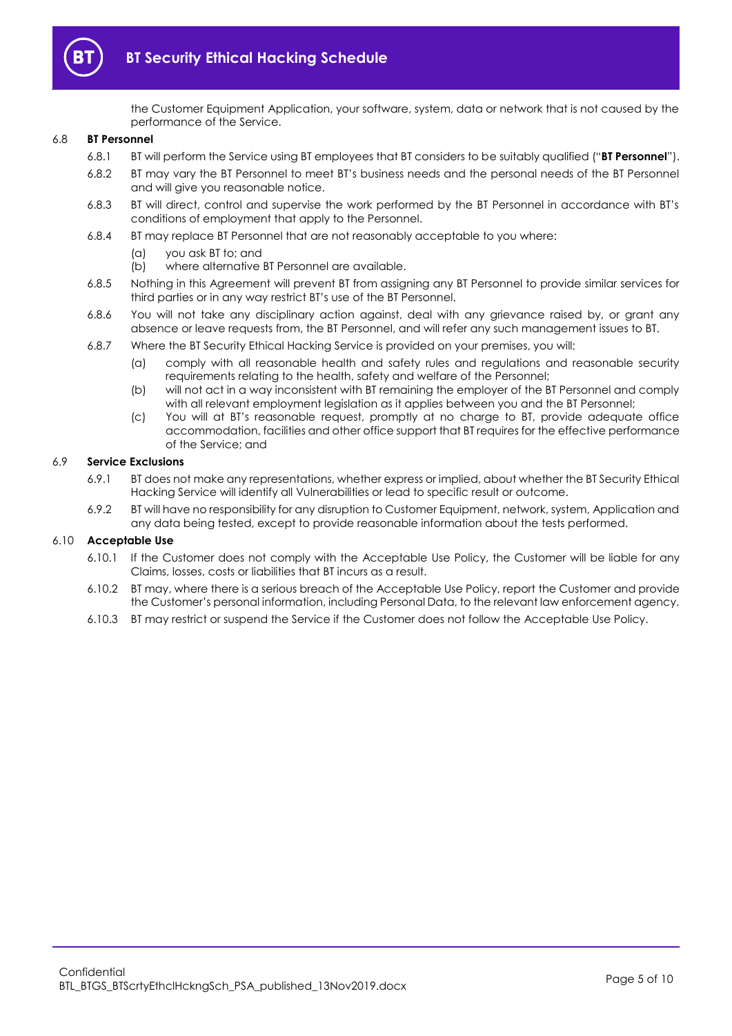the Customer Equipment Application, your software, system, data or network that is not caused by the performance of the Service.

6.8 **BT Personnel**

6.8.1 BT will perform the Service using BT employees that BT considers to be suitably qualified ("**BT Personnel**").

6.8.2 BT may vary the BT Personnel to meet BT's business needs and the personal needs of the BT Personnel and will give you reasonable notice.

6.8.3 BT will direct, control and supervise the work performed by the BT Personnel in accordance with BT's conditions of employment that apply to the Personnel.

6.8.4 BT may replace BT Personnel that are not reasonably acceptable to you where:

(a) you ask BT to; and

(b) where alternative BT Personnel are available.

6.8.5 Nothing in this Agreement will prevent BT from assigning any BT Personnel to provide similar services for third parties or in any way restrict BT's use of the BT Personnel.

6.8.6 You will not take any disciplinary action against, deal with any grievance raised by, or grant any absence or leave requests from, the BT Personnel, and will refer any such management issues to BT.

6.8.7 Where the BT Security Ethical Hacking Service is provided on your premises, you will:

(a) comply with all reasonable health and safety rules and regulations and reasonable security requirements relating to the health, safety and welfare of the Personnel;

(b) will not act in a way inconsistent with BT remaining the employer of the BT Personnel and comply with all relevant employment legislation as it applies between you and the BT Personnel;

(c) You will at BT's reasonable request, promptly at no charge to BT, provide adequate office accommodation, facilities and other office support that BT requires for the effective performance of the Service; and

6.9 **Service Exclusions**

6.9.1 BT does not make any representations, whether express or implied, about whether the BT Security Ethical Hacking Service will identify all Vulnerabilities or lead to specific result or outcome.

6.9.2 BT will have no responsibility for any disruption to Customer Equipment, network, system, Application and any data being tested, except to provide reasonable information about the tests performed.

6.10 **Acceptable Use**

6.10.1 If the Customer does not comply with the Acceptable Use Policy, the Customer will be liable for any Claims, losses, costs or liabilities that BT incurs as a result.

6.10.2 BT may, where there is a serious breach of the Acceptable Use Policy, report the Customer and provide the Customer's personal information, including Personal Data, to the relevant law enforcement agency.

6.10.3 BT may restrict or suspend the Service if the Customer does not follow the Acceptable Use Policy.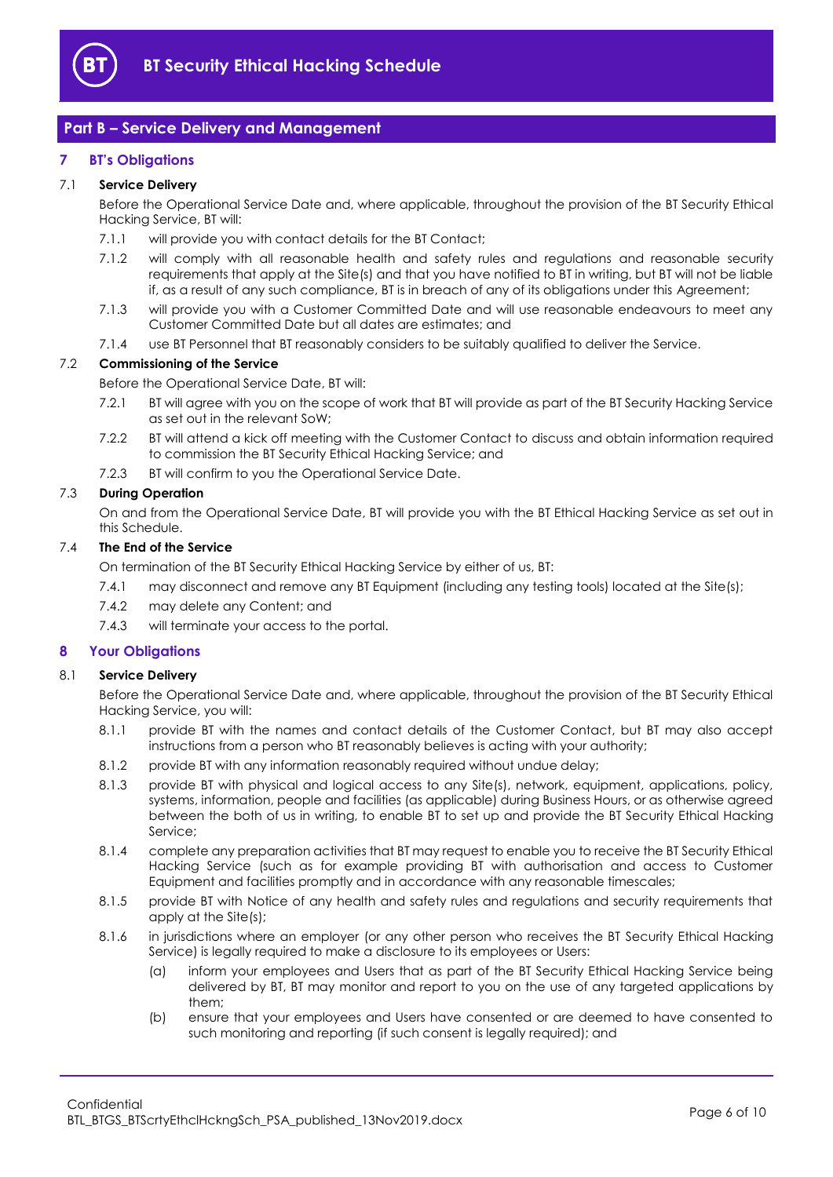## Part B – Service Delivery and Management

### 7 BT's Obligations

7.1 **Service Delivery**

Before the Operational Service Date and, where applicable, throughout the provision of the BT Security Ethical Hacking Service, BT will:

7.1.1 will provide you with contact details for the BT Contact;

7.1.2 will comply with all reasonable health and safety rules and regulations and reasonable security requirements that apply at the Site(s) and that you have notified to BT in writing, but BT will not be liable if, as a result of any such compliance, BT is in breach of any of its obligations under this Agreement;

7.1.3 will provide you with a Customer Committed Date and will use reasonable endeavours to meet any Customer Committed Date but all dates are estimates; and

7.1.4 use BT Personnel that BT reasonably considers to be suitably qualified to deliver the Service.

7.2 **Commissioning of the Service**

Before the Operational Service Date, BT will:

7.2.1 BT will agree with you on the scope of work that BT will provide as part of the BT Security Hacking Service as set out in the relevant SoW;

7.2.2 BT will attend a kick off meeting with the Customer Contact to discuss and obtain information required to commission the BT Security Ethical Hacking Service; and

7.2.3 BT will confirm to you the Operational Service Date.

7.3 **During Operation**

On and from the Operational Service Date, BT will provide you with the BT Ethical Hacking Service as set out in this Schedule.

7.4 **The End of the Service**

On termination of the BT Security Ethical Hacking Service by either of us, BT:

7.4.1 may disconnect and remove any BT Equipment (including any testing tools) located at the Site(s);

7.4.2 may delete any Content; and

7.4.3 will terminate your access to the portal.

### 8 Your Obligations

8.1 **Service Delivery**

Before the Operational Service Date and, where applicable, throughout the provision of the BT Security Ethical Hacking Service, you will:

8.1.1 provide BT with the names and contact details of the Customer Contact, but BT may also accept instructions from a person who BT reasonably believes is acting with your authority;

8.1.2 provide BT with any information reasonably required without undue delay;

8.1.3 provide BT with physical and logical access to any Site(s), network, equipment, applications, policy, systems, information, people and facilities (as applicable) during Business Hours, or as otherwise agreed between the both of us in writing, to enable BT to set up and provide the BT Security Ethical Hacking Service;

8.1.4 complete any preparation activities that BT may request to enable you to receive the BT Security Ethical Hacking Service (such as for example providing BT with authorisation and access to Customer Equipment and facilities promptly and in accordance with any reasonable timescales;

8.1.5 provide BT with Notice of any health and safety rules and regulations and security requirements that apply at the Site(s);

8.1.6 in jurisdictions where an employer (or any other person who receives the BT Security Ethical Hacking Service) is legally required to make a disclosure to its employees or Users:

(a) inform your employees and Users that as part of the BT Security Ethical Hacking Service being delivered by BT, BT may monitor and report to you on the use of any targeted applications by them;

(b) ensure that your employees and Users have consented or are deemed to have consented to such monitoring and reporting (if such consent is legally required); and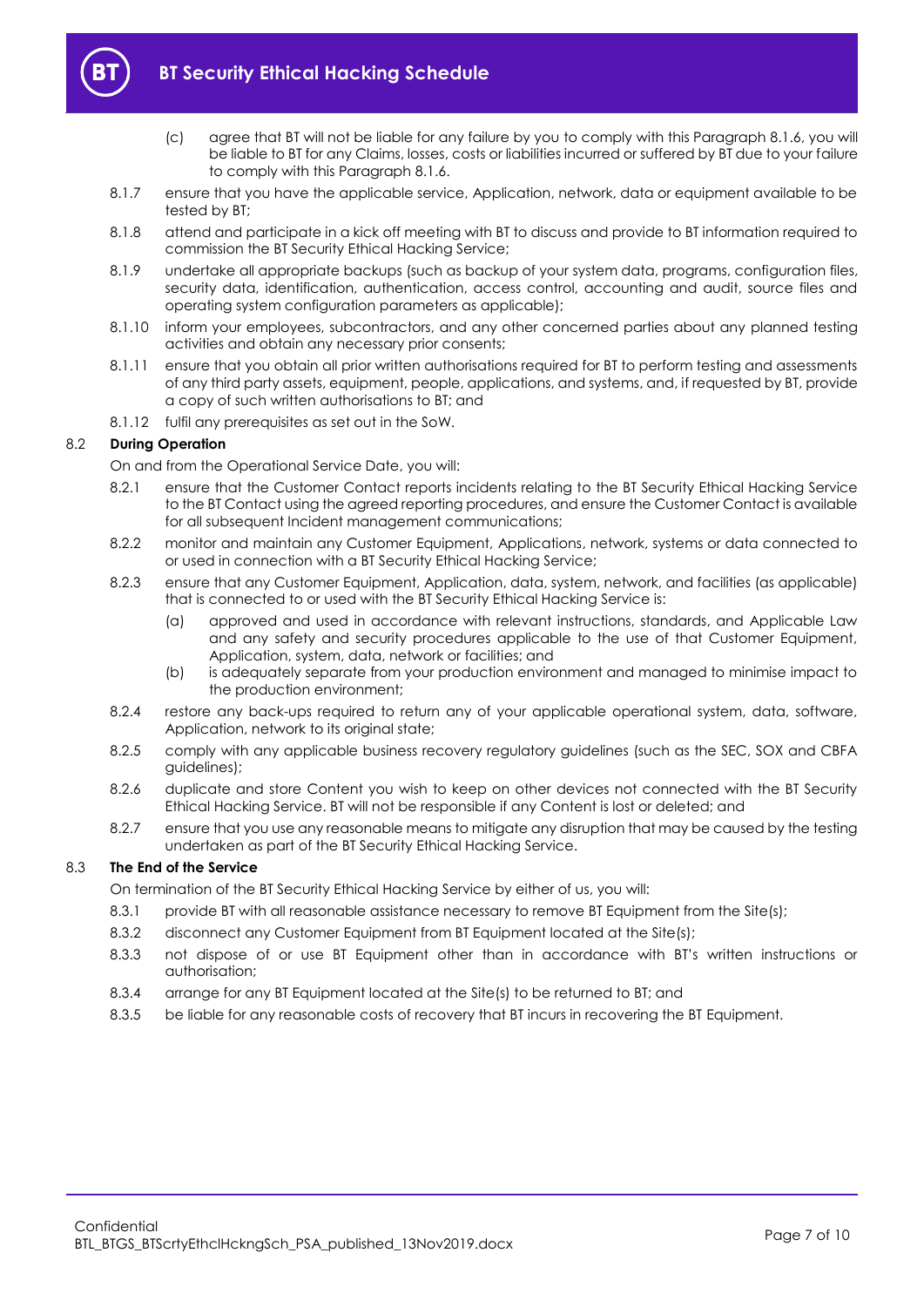(c) agree that BT will not be liable for any failure by you to comply with this Paragraph 8.1.6, you will be liable to BT for any Claims, losses, costs or liabilities incurred or suffered by BT due to your failure to comply with this Paragraph 8.1.6.

8.1.7 ensure that you have the applicable service, Application, network, data or equipment available to be tested by BT;

8.1.8 attend and participate in a kick off meeting with BT to discuss and provide to BT information required to commission the BT Security Ethical Hacking Service;

8.1.9 undertake all appropriate backups (such as backup of your system data, programs, configuration files, security data, identification, authentication, access control, accounting and audit, source files and operating system configuration parameters as applicable);

8.1.10 inform your employees, subcontractors, and any other concerned parties about any planned testing activities and obtain any necessary prior consents;

8.1.11 ensure that you obtain all prior written authorisations required for BT to perform testing and assessments of any third party assets, equipment, people, applications, and systems, and, if requested by BT, provide a copy of such written authorisations to BT; and

8.1.12 fulfil any prerequisites as set out in the SoW.

### 8.2 During Operation

On and from the Operational Service Date, you will:

8.2.1 ensure that the Customer Contact reports incidents relating to the BT Security Ethical Hacking Service to the BT Contact using the agreed reporting procedures, and ensure the Customer Contact is available for all subsequent Incident management communications;

8.2.2 monitor and maintain any Customer Equipment, Applications, network, systems or data connected to or used in connection with a BT Security Ethical Hacking Service;

8.2.3 ensure that any Customer Equipment, Application, data, system, network, and facilities (as applicable) that is connected to or used with the BT Security Ethical Hacking Service is:

(a) approved and used in accordance with relevant instructions, standards, and Applicable Law and any safety and security procedures applicable to the use of that Customer Equipment, Application, system, data, network or facilities; and

(b) is adequately separate from your production environment and managed to minimise impact to the production environment;

8.2.4 restore any back-ups required to return any of your applicable operational system, data, software, Application, network to its original state;

8.2.5 comply with any applicable business recovery regulatory guidelines (such as the SEC, SOX and CBFA guidelines);

8.2.6 duplicate and store Content you wish to keep on other devices not connected with the BT Security Ethical Hacking Service. BT will not be responsible if any Content is lost or deleted; and

8.2.7 ensure that you use any reasonable means to mitigate any disruption that may be caused by the testing undertaken as part of the BT Security Ethical Hacking Service.

### 8.3 The End of the Service

On termination of the BT Security Ethical Hacking Service by either of us, you will:

8.3.1 provide BT with all reasonable assistance necessary to remove BT Equipment from the Site(s);

8.3.2 disconnect any Customer Equipment from BT Equipment located at the Site(s);

8.3.3 not dispose of or use BT Equipment other than in accordance with BT's written instructions or authorisation;

8.3.4 arrange for any BT Equipment located at the Site(s) to be returned to BT; and

8.3.5 be liable for any reasonable costs of recovery that BT incurs in recovering the BT Equipment.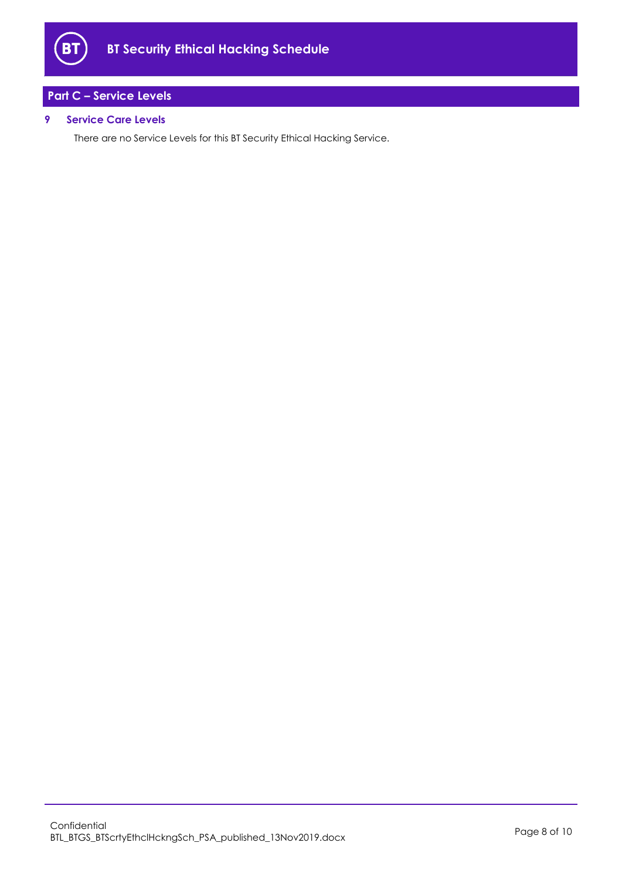## Part C – Service Levels

### 9 Service Care Levels

There are no Service Levels for this BT Security Ethical Hacking Service.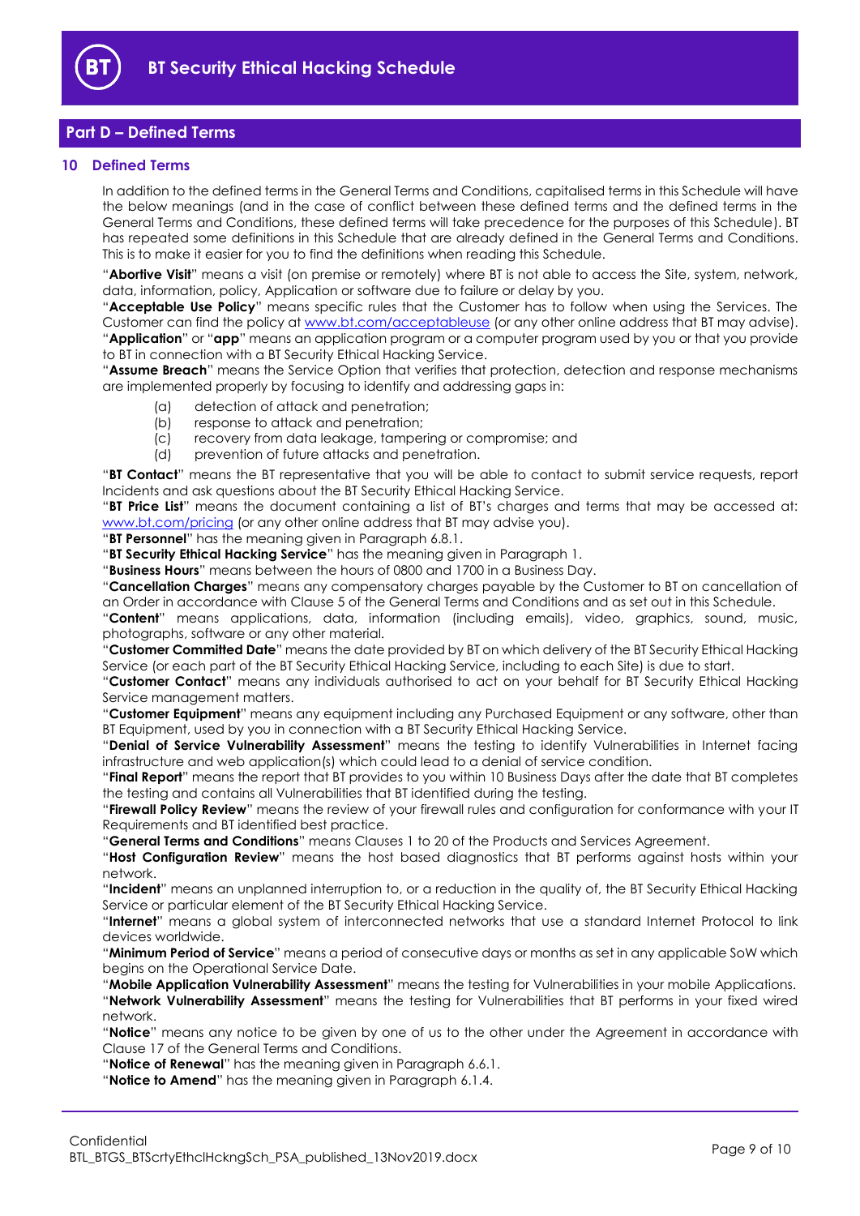## Part D – Defined Terms

### 10 Defined Terms

In addition to the defined terms in the General Terms and Conditions, capitalised terms in this Schedule will have the below meanings (and in the case of conflict between these defined terms and the defined terms in the General Terms and Conditions, these defined terms will take precedence for the purposes of this Schedule). BT has repeated some definitions in this Schedule that are already defined in the General Terms and Conditions. This is to make it easier for you to find the definitions when reading this Schedule.

"**Abortive Visit**" means a visit (on premise or remotely) where BT is not able to access the Site, system, network, data, information, policy, Application or software due to failure or delay by you.

"**Acceptable Use Policy**" means specific rules that the Customer has to follow when using the Services. The Customer can find the policy at [www.bt.com/acceptableuse](www.bt.com/acceptableuse) (or any other online address that BT may advise).

"**Application**" or "**app**" means an application program or a computer program used by you or that you provide to BT in connection with a BT Security Ethical Hacking Service.

"**Assume Breach**" means the Service Option that verifies that protection, detection and response mechanisms are implemented properly by focusing to identify and addressing gaps in:

(a) detection of attack and penetration;
(b) response to attack and penetration;
(c) recovery from data leakage, tampering or compromise; and
(d) prevention of future attacks and penetration.

"**BT Contact**" means the BT representative that you will be able to contact to submit service requests, report Incidents and ask questions about the BT Security Ethical Hacking Service.

"**BT Price List**" means the document containing a list of BT's charges and terms that may be accessed at: [www.bt.com/pricing](www.bt.com/pricing) (or any other online address that BT may advise you).

"**BT Personnel**" has the meaning given in Paragraph 6.8.1.

"**BT Security Ethical Hacking Service**" has the meaning given in Paragraph 1.

"**Business Hours**" means between the hours of 0800 and 1700 in a Business Day.

"**Cancellation Charges**" means any compensatory charges payable by the Customer to BT on cancellation of an Order in accordance with Clause 5 of the General Terms and Conditions and as set out in this Schedule.

"**Content**" means applications, data, information (including emails), video, graphics, sound, music, photographs, software or any other material.

"**Customer Committed Date**" means the date provided by BT on which delivery of the BT Security Ethical Hacking Service (or each part of the BT Security Ethical Hacking Service, including to each Site) is due to start.

"**Customer Contact**" means any individuals authorised to act on your behalf for BT Security Ethical Hacking Service management matters.

"**Customer Equipment**" means any equipment including any Purchased Equipment or any software, other than BT Equipment, used by you in connection with a BT Security Ethical Hacking Service.

"**Denial of Service Vulnerability Assessment**" means the testing to identify Vulnerabilities in Internet facing infrastructure and web application(s) which could lead to a denial of service condition.

"**Final Report**" means the report that BT provides to you within 10 Business Days after the date that BT completes the testing and contains all Vulnerabilities that BT identified during the testing.

"**Firewall Policy Review**" means the review of your firewall rules and configuration for conformance with your IT Requirements and BT identified best practice.

"**General Terms and Conditions**" means Clauses 1 to 20 of the Products and Services Agreement.

"**Host Configuration Review**" means the host based diagnostics that BT performs against hosts within your network.

"**Incident**" means an unplanned interruption to, or a reduction in the quality of, the BT Security Ethical Hacking Service or particular element of the BT Security Ethical Hacking Service.

"**Internet**" means a global system of interconnected networks that use a standard Internet Protocol to link devices worldwide.

"**Minimum Period of Service**" means a period of consecutive days or months as set in any applicable SoW which begins on the Operational Service Date.

"**Mobile Application Vulnerability Assessment**" means the testing for Vulnerabilities in your mobile Applications.

"**Network Vulnerability Assessment**" means the testing for Vulnerabilities that BT performs in your fixed wired network.

"**Notice**" means any notice to be given by one of us to the other under the Agreement in accordance with Clause 17 of the General Terms and Conditions.

"**Notice of Renewal**" has the meaning given in Paragraph 6.6.1.

"**Notice to Amend**" has the meaning given in Paragraph 6.1.4.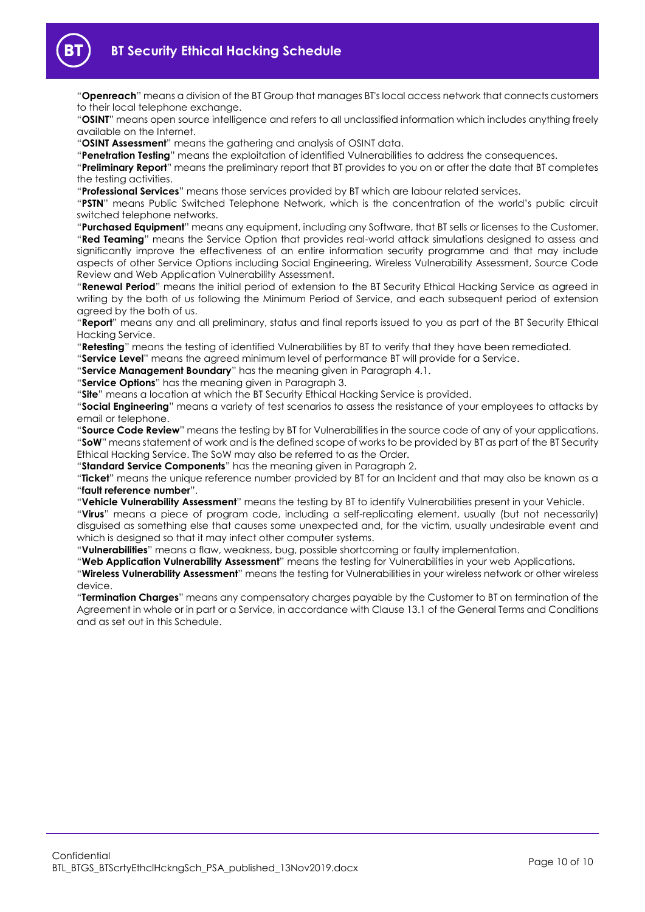"**Openreach**" means a division of the BT Group that manages BT's local access network that connects customers to their local telephone exchange.

"**OSINT**" means open source intelligence and refers to all unclassified information which includes anything freely available on the Internet.

"**OSINT Assessment**" means the gathering and analysis of OSINT data.

"**Penetration Testing**" means the exploitation of identified Vulnerabilities to address the consequences.

"**Preliminary Report**" means the preliminary report that BT provides to you on or after the date that BT completes the testing activities.

"**Professional Services**" means those services provided by BT which are labour related services.

"**PSTN**" means Public Switched Telephone Network, which is the concentration of the world's public circuit switched telephone networks.

"**Purchased Equipment**" means any equipment, including any Software, that BT sells or licenses to the Customer.

"**Red Teaming**" means the Service Option that provides real-world attack simulations designed to assess and significantly improve the effectiveness of an entire information security programme and that may include aspects of other Service Options including Social Engineering, Wireless Vulnerability Assessment, Source Code Review and Web Application Vulnerability Assessment.

"**Renewal Period**" means the initial period of extension to the BT Security Ethical Hacking Service as agreed in writing by the both of us following the Minimum Period of Service, and each subsequent period of extension agreed by the both of us.

"**Report**" means any and all preliminary, status and final reports issued to you as part of the BT Security Ethical Hacking Service.

"**Retesting**" means the testing of identified Vulnerabilities by BT to verify that they have been remediated.

"**Service Level**" means the agreed minimum level of performance BT will provide for a Service.

"**Service Management Boundary**" has the meaning given in Paragraph 4.1.

"**Service Options**" has the meaning given in Paragraph 3.

"**Site**" means a location at which the BT Security Ethical Hacking Service is provided.

"**Social Engineering**" means a variety of test scenarios to assess the resistance of your employees to attacks by email or telephone.

"**Source Code Review**" means the testing by BT for Vulnerabilities in the source code of any of your applications.

"**SoW**" means statement of work and is the defined scope of works to be provided by BT as part of the BT Security Ethical Hacking Service. The SoW may also be referred to as the Order.

"**Standard Service Components**" has the meaning given in Paragraph 2.

"**Ticket**" means the unique reference number provided by BT for an Incident and that may also be known as a "**fault reference number**".

"**Vehicle Vulnerability Assessment**" means the testing by BT to identify Vulnerabilities present in your Vehicle.

"**Virus**" means a piece of program code, including a self-replicating element, usually (but not necessarily) disguised as something else that causes some unexpected and, for the victim, usually undesirable event and which is designed so that it may infect other computer systems.

"**Vulnerabilities**" means a flaw, weakness, bug, possible shortcoming or faulty implementation.

"**Web Application Vulnerability Assessment**" means the testing for Vulnerabilities in your web Applications.

"**Wireless Vulnerability Assessment**" means the testing for Vulnerabilities in your wireless network or other wireless device.

"**Termination Charges**" means any compensatory charges payable by the Customer to BT on termination of the Agreement in whole or in part or a Service, in accordance with Clause 13.1 of the General Terms and Conditions and as set out in this Schedule.